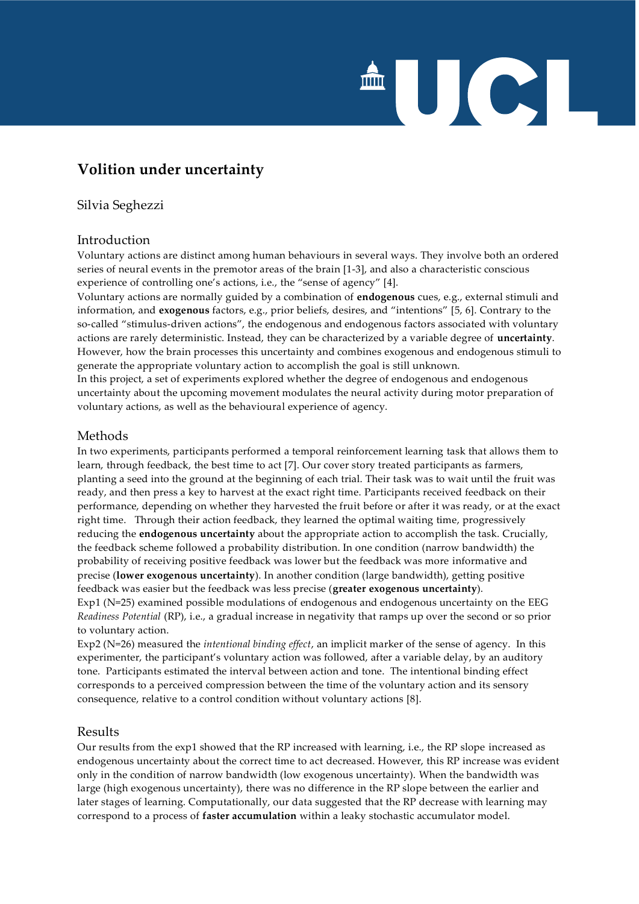# Volition under uncertainty

Silvia Seghezzi

## Introduction

Voluntary actions are distinct among human behaviours in several ways. They involve both an ordered series of neural events in the premotor areas of the brain [1-3], and also a characteristic conscious experience of controlling one's actions, i.e., the "sense of agency" [4].

Voluntary actions are normally guided by a combination of **endogenous** cues, e.g., external stimuli and information, and **exogenous** factors, e.g., prior beliefs, desires, and "intentions" [5, 6]. Contrary to the so-called "stimulus-driven actions", the endogenous and endogenous factors associated with voluntary actions are rarely deterministic. Instead, they can be characterized by a variable degree of **uncertainty**. However, how the brain processes this uncertainty and combines exogenous and endogenous stimuli to generate the appropriate voluntary action to accomplish the goal is still unknown.

In this project, a set of experiments explored whether the degree of endogenous and endogenous uncertainty about the upcoming movement modulates the neural activity during motor preparation of voluntary actions, as well as the behavioural experience of agency.

## Methods

In two experiments, participants performed a temporal reinforcement learning task that allows them to learn, through feedback, the best time to act [7]. Our cover story treated participants as farmers, planting a seed into the ground at the beginning of each trial. Their task was to wait until the fruit was ready, and then press a key to harvest at the exact right time. Participants received feedback on their performance, depending on whether they harvested the fruit before or after it was ready, or at the exact right time. Through their action feedback, they learned the optimal waiting time, progressively reducing the **endogenous uncertainty** about the appropriate action to accomplish the task. Crucially, the feedback scheme followed a probability distribution. In one condition (narrow bandwidth) the probability of receiving positive feedback was lower but the feedback was more informative and precise (**lower exogenous uncertainty**). In another condition (large bandwidth), getting positive feedback was easier but the feedback was less precise (**greater exogenous uncertainty**).

Exp1 (N=25) examined possible modulations of endogenous and endogenous uncertainty on the EEG *Readiness Potential* (RP), i.e., a gradual increase in negativity that ramps up over the second or so prior to voluntary action.

Exp2 (N=26) measured the *intentional binding effect*, an implicit marker of the sense of agency. In this experimenter, the participant's voluntary action was followed, after a variable delay, by an auditory tone. Participants estimated the interval between action and tone. The intentional binding effect corresponds to a perceived compression between the time of the voluntary action and its sensory consequence, relative to a control condition without voluntary actions [8].

## Results

Our results from the exp1 showed that the RP increased with learning, i.e., the RP slope increased as endogenous uncertainty about the correct time to act decreased. However, this RP increase was evident only in the condition of narrow bandwidth (low exogenous uncertainty). When the bandwidth was large (high exogenous uncertainty), there was no difference in the RP slope between the earlier and later stages of learning. Computationally, our data suggested that the RP decrease with learning may correspond to a process of **faster accumulation** within a leaky stochastic accumulator model.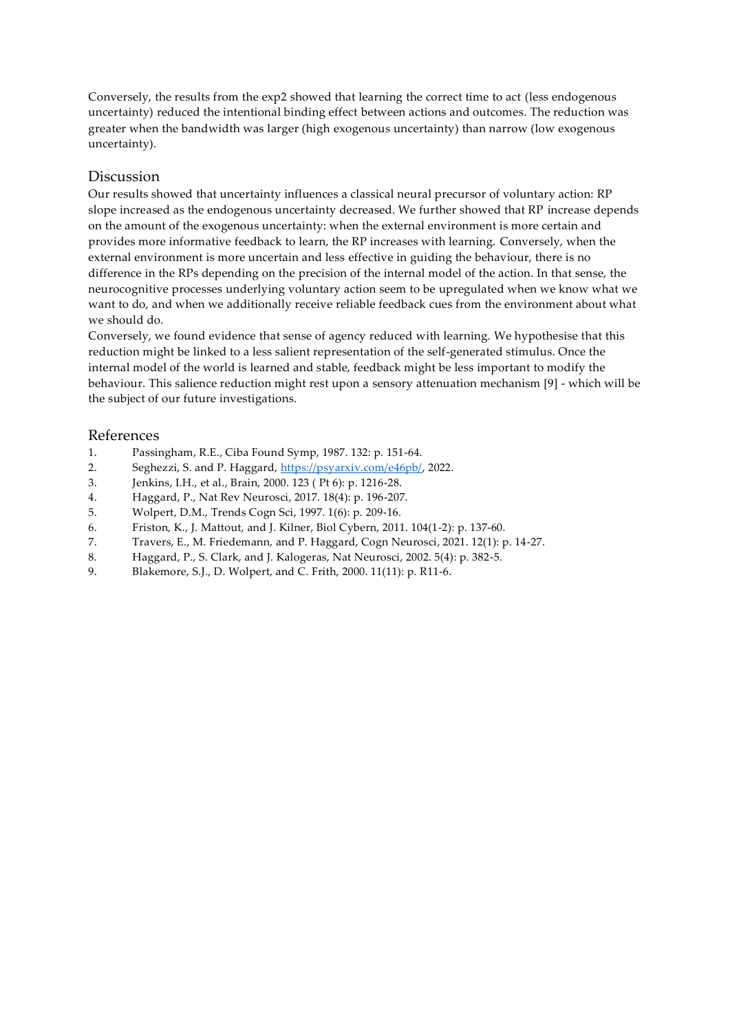Conversely, the results from the exp2 showed that learning the correct time to act (less endogenous uncertainty) reduced the intentional binding effect between actions and outcomes. The reduction was greater when the bandwidth was larger (high exogenous uncertainty) than narrow (low exogenous uncertainty).

## Discussion

Our results showed that uncertainty influences a classical neural precursor of voluntary action: RP slope increased as the endogenous uncertainty decreased. We further showed that RP increase depends on the amount of the exogenous uncertainty: when the external environment is more certain and provides more informative feedback to learn, the RP increases with learning. Conversely, when the external environment is more uncertain and less effective in guiding the behaviour, there is no difference in the RPs depending on the precision of the internal model of the action. In that sense, the neurocognitive processes underlying voluntary action seem to be upregulated when we know what we want to do, and when we additionally receive reliable feedback cues from the environment about what we should do.

Conversely, we found evidence that sense of agency reduced with learning. We hypothesise that this reduction might be linked to a less salient representation of the self-generated stimulus. Once the internal model of the world is learned and stable, feedback might be less important to modify the behaviour. This salience reduction might rest upon a sensory attenuation mechanism [9] - which will be the subject of our future investigations.

## References

1. Passingham, R.E., Ciba Found Symp, 1987. 132: p. 151-64.
2. Seghezzi, S. and P. Haggard, https://psyarxiv.com/e46pb/, 2022.
3. Jenkins, I.H., et al., Brain, 2000. 123 ( Pt 6): p. 1216-28.
4. Haggard, P., Nat Rev Neurosci, 2017. 18(4): p. 196-207.
5. Wolpert, D.M., Trends Cogn Sci, 1997. 1(6): p. 209-16.
6. Friston, K., J. Mattout, and J. Kilner, Biol Cybern, 2011. 104(1-2): p. 137-60.
7. Travers, E., M. Friedemann, and P. Haggard, Cogn Neurosci, 2021. 12(1): p. 14-27.
8. Haggard, P., S. Clark, and J. Kalogeras, Nat Neurosci, 2002. 5(4): p. 382-5.
9. Blakemore, S.J., D. Wolpert, and C. Frith, 2000. 11(11): p. R11-6.